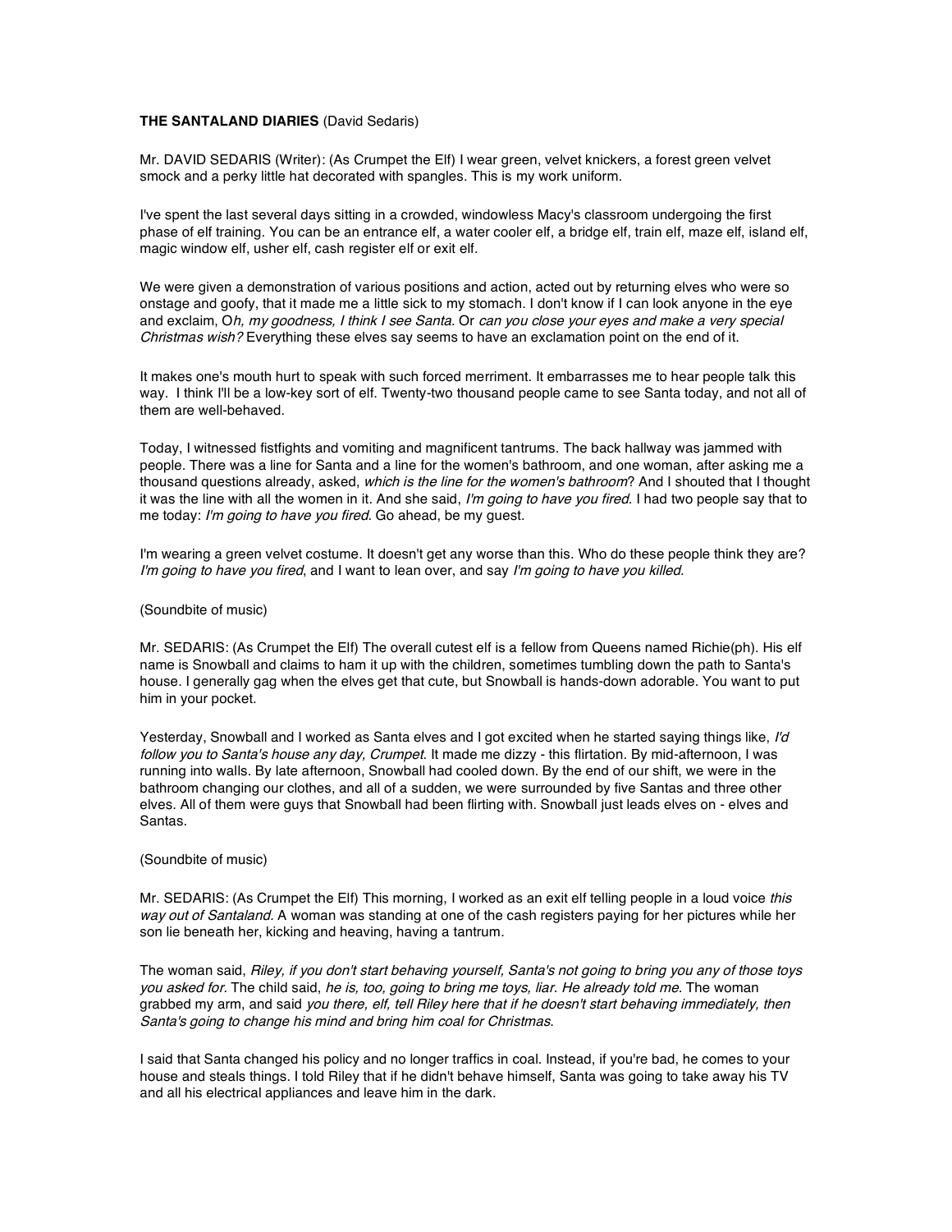**THE SANTALAND DIARIES** (David Sedaris)

Mr. DAVID SEDARIS (Writer): (As Crumpet the Elf) I wear green, velvet knickers, a forest green velvet smock and a perky little hat decorated with spangles. This is my work uniform.

I've spent the last several days sitting in a crowded, windowless Macy's classroom undergoing the first phase of elf training. You can be an entrance elf, a water cooler elf, a bridge elf, train elf, maze elf, island elf, magic window elf, usher elf, cash register elf or exit elf.

We were given a demonstration of various positions and action, acted out by returning elves who were so onstage and goofy, that it made me a little sick to my stomach. I don't know if I can look anyone in the eye and exclaim, O*h, my goodness, I think I see Santa*. Or *can you close your eyes and make a very special Christmas wish?* Everything these elves say seems to have an exclamation point on the end of it.

It makes one's mouth hurt to speak with such forced merriment. It embarrasses me to hear people talk this way. I think I'll be a low-key sort of elf. Twenty-two thousand people came to see Santa today, and not all of them are well-behaved.

Today, I witnessed fistfights and vomiting and magnificent tantrums. The back hallway was jammed with people. There was a line for Santa and a line for the women's bathroom, and one woman, after asking me a thousand questions already, asked, *which is the line for the women's bathroom*? And I shouted that I thought it was the line with all the women in it. And she said, *I'm going to have you fired*. I had two people say that to me today: *I'm going to have you fired*. Go ahead, be my guest.

I'm wearing a green velvet costume. It doesn't get any worse than this. Who do these people think they are? *I'm going to have you fired*, and I want to lean over, and say *I'm going to have you killed*.

(Soundbite of music)

Mr. SEDARIS: (As Crumpet the Elf) The overall cutest elf is a fellow from Queens named Richie(ph). His elf name is Snowball and claims to ham it up with the children, sometimes tumbling down the path to Santa's house. I generally gag when the elves get that cute, but Snowball is hands-down adorable. You want to put him in your pocket.

Yesterday, Snowball and I worked as Santa elves and I got excited when he started saying things like, *I'd follow you to Santa's house any day, Crumpet.* It made me dizzy - this flirtation. By mid-afternoon, I was running into walls. By late afternoon, Snowball had cooled down. By the end of our shift, we were in the bathroom changing our clothes, and all of a sudden, we were surrounded by five Santas and three other elves. All of them were guys that Snowball had been flirting with. Snowball just leads elves on - elves and Santas.

(Soundbite of music)

Mr. SEDARIS: (As Crumpet the Elf) This morning, I worked as an exit elf telling people in a loud voice *this way out of Santaland.* A woman was standing at one of the cash registers paying for her pictures while her son lie beneath her, kicking and heaving, having a tantrum.

The woman said, *Riley, if you don't start behaving yourself, Santa's not going to bring you any of those toys you asked for.* The child said, *he is, too, going to bring me toys, liar. He already told me*. The woman grabbed my arm, and said *you there, elf, tell Riley here that if he doesn't start behaving immediately, then Santa's going to change his mind and bring him coal for Christmas*.

I said that Santa changed his policy and no longer traffics in coal. Instead, if you're bad, he comes to your house and steals things. I told Riley that if he didn't behave himself, Santa was going to take away his TV and all his electrical appliances and leave him in the dark.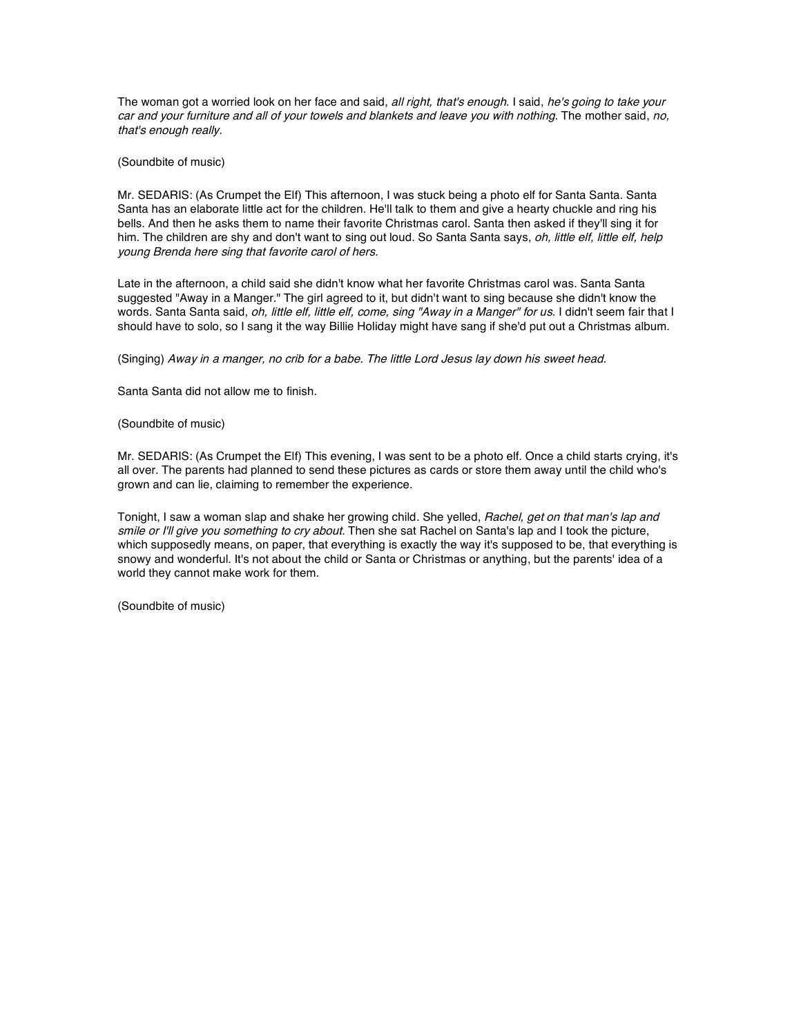The woman got a worried look on her face and said, *all right, that's enough*. I said, *he's going to take your car and your furniture and all of your towels and blankets and leave you with nothing*. The mother said, *no, that's enough really*.

(Soundbite of music)

Mr. SEDARIS: (As Crumpet the Elf) This afternoon, I was stuck being a photo elf for Santa Santa. Santa Santa has an elaborate little act for the children. He'll talk to them and give a hearty chuckle and ring his bells. And then he asks them to name their favorite Christmas carol. Santa then asked if they'll sing it for him. The children are shy and don't want to sing out loud. So Santa Santa says, *oh, little elf, little elf, help young Brenda here sing that favorite carol of hers.*

Late in the afternoon, a child said she didn't know what her favorite Christmas carol was. Santa Santa suggested "Away in a Manger." The girl agreed to it, but didn't want to sing because she didn't know the words. Santa Santa said, *oh, little elf, little elf, come, sing "Away in a Manger" for us*. I didn't seem fair that I should have to solo, so I sang it the way Billie Holiday might have sang if she'd put out a Christmas album.

(Singing) *Away in a manger, no crib for a babe. The little Lord Jesus lay down his sweet head*.

Santa Santa did not allow me to finish.

(Soundbite of music)

Mr. SEDARIS: (As Crumpet the Elf) This evening, I was sent to be a photo elf. Once a child starts crying, it's all over. The parents had planned to send these pictures as cards or store them away until the child who's grown and can lie, claiming to remember the experience.

Tonight, I saw a woman slap and shake her growing child. She yelled, *Rachel, get on that man's lap and smile or I'll give you something to cry about*. Then she sat Rachel on Santa's lap and I took the picture, which supposedly means, on paper, that everything is exactly the way it's supposed to be, that everything is snowy and wonderful. It's not about the child or Santa or Christmas or anything, but the parents' idea of a world they cannot make work for them.

(Soundbite of music)